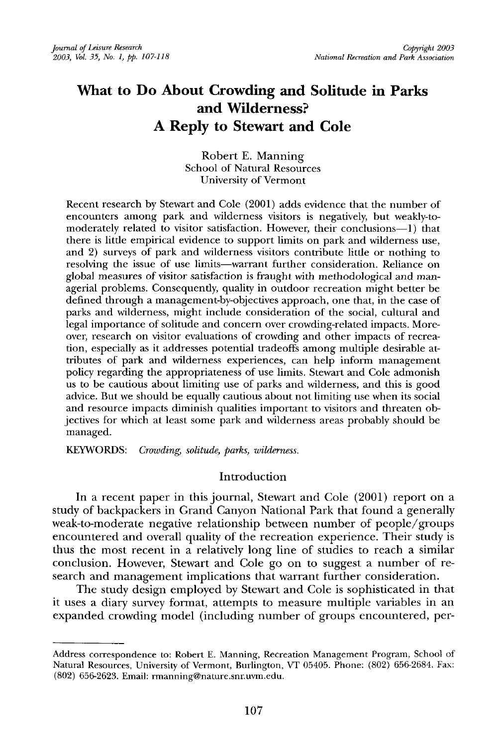# What to Do About Crowding and Solitude in Parks and Wilderness? A Reply to Stewart and Cole

Robert E. Manning
School of Natural Resources
University of Vermont

Recent research by Stewart and Cole (2001) adds evidence that the number of encounters among park and wilderness visitors is negatively, but weakly-to-moderately related to visitor satisfaction. However, their conclusions—1) that there is little empirical evidence to support limits on park and wilderness use, and 2) surveys of park and wilderness visitors contribute little or nothing to resolving the issue of use limits—warrant further consideration. Reliance on global measures of visitor satisfaction is fraught with methodological and managerial problems. Consequently, quality in outdoor recreation might better be defined through a management-by-objectives approach, one that, in the case of parks and wilderness, might include consideration of the social, cultural and legal importance of solitude and concern over crowding-related impacts. Moreover, research on visitor evaluations of crowding and other impacts of recreation, especially as it addresses potential tradeoffs among multiple desirable attributes of park and wilderness experiences, can help inform management policy regarding the appropriateness of use limits. Stewart and Cole admonish us to be cautious about limiting use of parks and wilderness, and this is good advice. But we should be equally cautious about not limiting use when its social and resource impacts diminish qualities important to visitors and threaten objectives for which at least some park and wilderness areas probably should be managed.

KEYWORDS: *Crowding, solitude, parks, wilderness.*

## Introduction

In a recent paper in this journal, Stewart and Cole (2001) report on a study of backpackers in Grand Canyon National Park that found a generally weak-to-moderate negative relationship between number of people/groups encountered and overall quality of the recreation experience. Their study is thus the most recent in a relatively long line of studies to reach a similar conclusion. However, Stewart and Cole go on to suggest a number of research and management implications that warrant further consideration.

The study design employed by Stewart and Cole is sophisticated in that it uses a diary survey format, attempts to measure multiple variables in an expanded crowding model (including number of groups encountered, per-

---

Address correspondence to: Robert E. Manning, Recreation Management Program, School of Natural Resources, University of Vermont, Burlington, VT 05405. Phone: (802) 656-2684. Fax: (802) 656-2623. Email: rmanning@nature.snr.uvm.edu.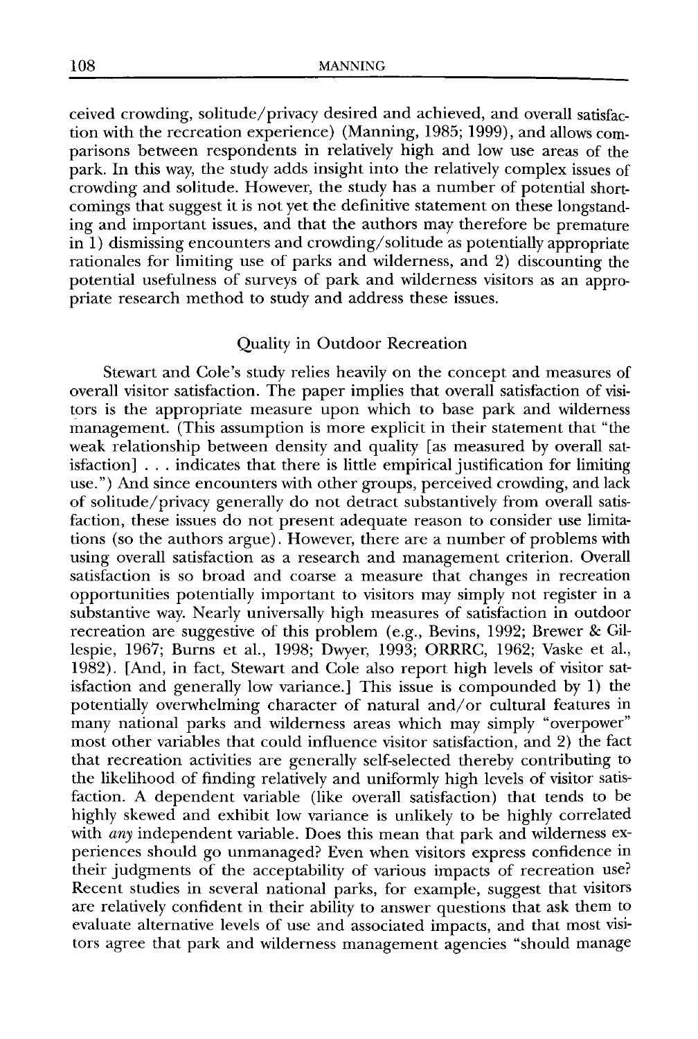ceived crowding, solitude/privacy desired and achieved, and overall satisfaction with the recreation experience) (Manning, 1985; 1999), and allows comparisons between respondents in relatively high and low use areas of the park. In this way, the study adds insight into the relatively complex issues of crowding and solitude. However, the study has a number of potential shortcomings that suggest it is not yet the definitive statement on these longstanding and important issues, and that the authors may therefore be premature in 1) dismissing encounters and crowding/solitude as potentially appropriate rationales for limiting use of parks and wilderness, and 2) discounting the potential usefulness of surveys of park and wilderness visitors as an appropriate research method to study and address these issues.

## Quality in Outdoor Recreation

Stewart and Cole's study relies heavily on the concept and measures of overall visitor satisfaction. The paper implies that overall satisfaction of visitors is the appropriate measure upon which to base park and wilderness management. (This assumption is more explicit in their statement that "the weak relationship between density and quality [as measured by overall satisfaction] . . . indicates that there is little empirical justification for limiting use.") And since encounters with other groups, perceived crowding, and lack of solitude/privacy generally do not detract substantively from overall satisfaction, these issues do not present adequate reason to consider use limitations (so the authors argue). However, there are a number of problems with using overall satisfaction as a research and management criterion. Overall satisfaction is so broad and coarse a measure that changes in recreation opportunities potentially important to visitors may simply not register in a substantive way. Nearly universally high measures of satisfaction in outdoor recreation are suggestive of this problem (e.g., Bevins, 1992; Brewer & Gillespie, 1967; Burns et al., 1998; Dwyer, 1993; ORRRC, 1962; Vaske et al., 1982). [And, in fact, Stewart and Cole also report high levels of visitor satisfaction and generally low variance.] This issue is compounded by 1) the potentially overwhelming character of natural and/or cultural features in many national parks and wilderness areas which may simply "overpower" most other variables that could influence visitor satisfaction, and 2) the fact that recreation activities are generally self-selected thereby contributing to the likelihood of finding relatively and uniformly high levels of visitor satisfaction. A dependent variable (like overall satisfaction) that tends to be highly skewed and exhibit low variance is unlikely to be highly correlated with *any* independent variable. Does this mean that park and wilderness experiences should go unmanaged? Even when visitors express confidence in their judgments of the acceptability of various impacts of recreation use? Recent studies in several national parks, for example, suggest that visitors are relatively confident in their ability to answer questions that ask them to evaluate alternative levels of use and associated impacts, and that most visitors agree that park and wilderness management agencies "should manage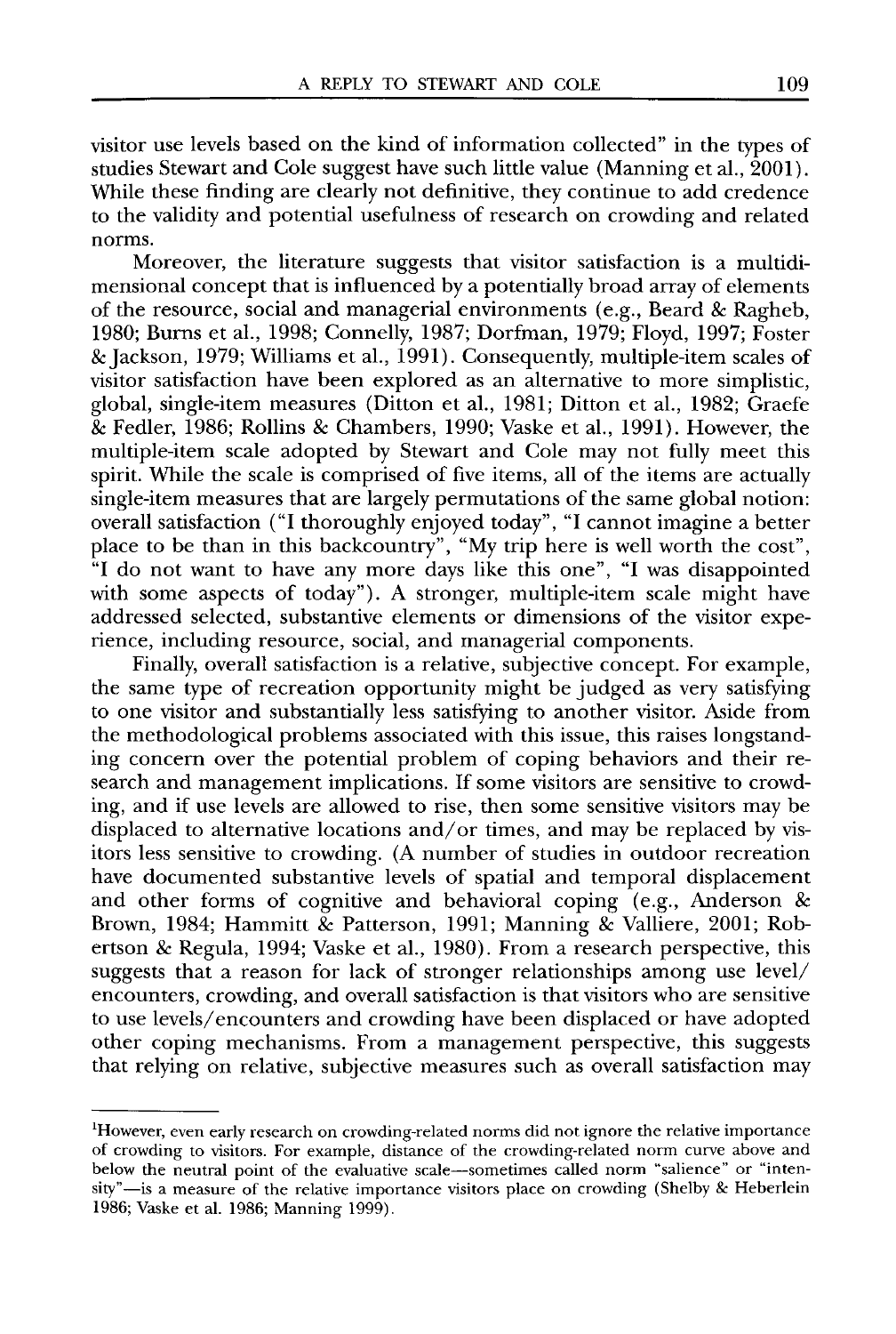visitor use levels based on the kind of information collected" in the types of studies Stewart and Cole suggest have such little value (Manning et al., 2001). While these finding are clearly not definitive, they continue to add credence to the validity and potential usefulness of research on crowding and related norms.

Moreover, the literature suggests that visitor satisfaction is a multidimensional concept that is influenced by a potentially broad array of elements of the resource, social and managerial environments (e.g., Beard & Ragheb, 1980; Burns et al., 1998; Connelly, 1987; Dorfman, 1979; Floyd, 1997; Foster & Jackson, 1979; Williams et al., 1991). Consequently, multiple-item scales of visitor satisfaction have been explored as an alternative to more simplistic, global, single-item measures (Ditton et al., 1981; Ditton et al., 1982; Graefe & Fedler, 1986; Rollins & Chambers, 1990; Vaske et al., 1991). However, the multiple-item scale adopted by Stewart and Cole may not fully meet this spirit. While the scale is comprised of five items, all of the items are actually single-item measures that are largely permutations of the same global notion: overall satisfaction ("I thoroughly enjoyed today", "I cannot imagine a better place to be than in this backcountry", "My trip here is well worth the cost", "I do not want to have any more days like this one", "I was disappointed with some aspects of today"). A stronger, multiple-item scale might have addressed selected, substantive elements or dimensions of the visitor experience, including resource, social, and managerial components.

Finally, overall satisfaction is a relative, subjective concept. For example, the same type of recreation opportunity might be judged as very satisfying to one visitor and substantially less satisfying to another visitor. Aside from the methodological problems associated with this issue, this raises longstanding concern over the potential problem of coping behaviors and their research and management implications. If some visitors are sensitive to crowding, and if use levels are allowed to rise, then some sensitive visitors may be displaced to alternative locations and/or times, and may be replaced by visitors less sensitive to crowding. (A number of studies in outdoor recreation have documented substantive levels of spatial and temporal displacement and other forms of cognitive and behavioral coping (e.g., Anderson & Brown, 1984; Hammitt & Patterson, 1991; Manning & Valliere, 2001; Robertson & Regula, 1994; Vaske et al., 1980). From a research perspective, this suggests that a reason for lack of stronger relationships among use level/encounters, crowding, and overall satisfaction is that visitors who are sensitive to use levels/encounters and crowding have been displaced or have adopted other coping mechanisms. From a management perspective, this suggests that relying on relative, subjective measures such as overall satisfaction may

---

[1]However, even early research on crowding-related norms did not ignore the relative importance of crowding to visitors. For example, distance of the crowding-related norm curve above and below the neutral point of the evaluative scale—sometimes called norm "salience" or "intensity"—is a measure of the relative importance visitors place on crowding (Shelby & Heberlein 1986; Vaske et al. 1986; Manning 1999).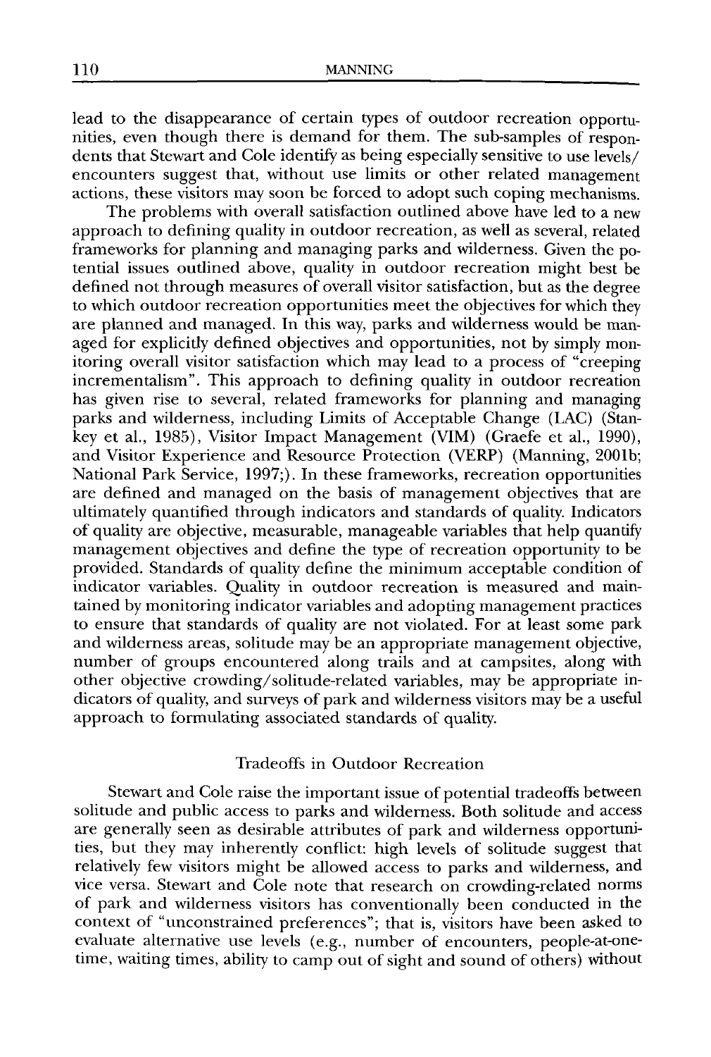lead to the disappearance of certain types of outdoor recreation opportunities, even though there is demand for them. The sub-samples of respondents that Stewart and Cole identify as being especially sensitive to use levels/encounters suggest that, without use limits or other related management actions, these visitors may soon be forced to adopt such coping mechanisms.

The problems with overall satisfaction outlined above have led to a new approach to defining quality in outdoor recreation, as well as several, related frameworks for planning and managing parks and wilderness. Given the potential issues outlined above, quality in outdoor recreation might best be defined not through measures of overall visitor satisfaction, but as the degree to which outdoor recreation opportunities meet the objectives for which they are planned and managed. In this way, parks and wilderness would be managed for explicitly defined objectives and opportunities, not by simply monitoring overall visitor satisfaction which may lead to a process of "creeping incrementalism". This approach to defining quality in outdoor recreation has given rise to several, related frameworks for planning and managing parks and wilderness, including Limits of Acceptable Change (LAC) (Stankey et al., 1985), Visitor Impact Management (VIM) (Graefe et al., 1990), and Visitor Experience and Resource Protection (VERP) (Manning, 2001b; National Park Service, 1997;). In these frameworks, recreation opportunities are defined and managed on the basis of management objectives that are ultimately quantified through indicators and standards of quality. Indicators of quality are objective, measurable, manageable variables that help quantify management objectives and define the type of recreation opportunity to be provided. Standards of quality define the minimum acceptable condition of indicator variables. Quality in outdoor recreation is measured and maintained by monitoring indicator variables and adopting management practices to ensure that standards of quality are not violated. For at least some park and wilderness areas, solitude may be an appropriate management objective, number of groups encountered along trails and at campsites, along with other objective crowding/solitude-related variables, may be appropriate indicators of quality, and surveys of park and wilderness visitors may be a useful approach to formulating associated standards of quality.

## Tradeoffs in Outdoor Recreation

Stewart and Cole raise the important issue of potential tradeoffs between solitude and public access to parks and wilderness. Both solitude and access are generally seen as desirable attributes of park and wilderness opportunities, but they may inherently conflict: high levels of solitude suggest that relatively few visitors might be allowed access to parks and wilderness, and vice versa. Stewart and Cole note that research on crowding-related norms of park and wilderness visitors has conventionally been conducted in the context of "unconstrained preferences"; that is, visitors have been asked to evaluate alternative use levels (e.g., number of encounters, people-at-one-time, waiting times, ability to camp out of sight and sound of others) without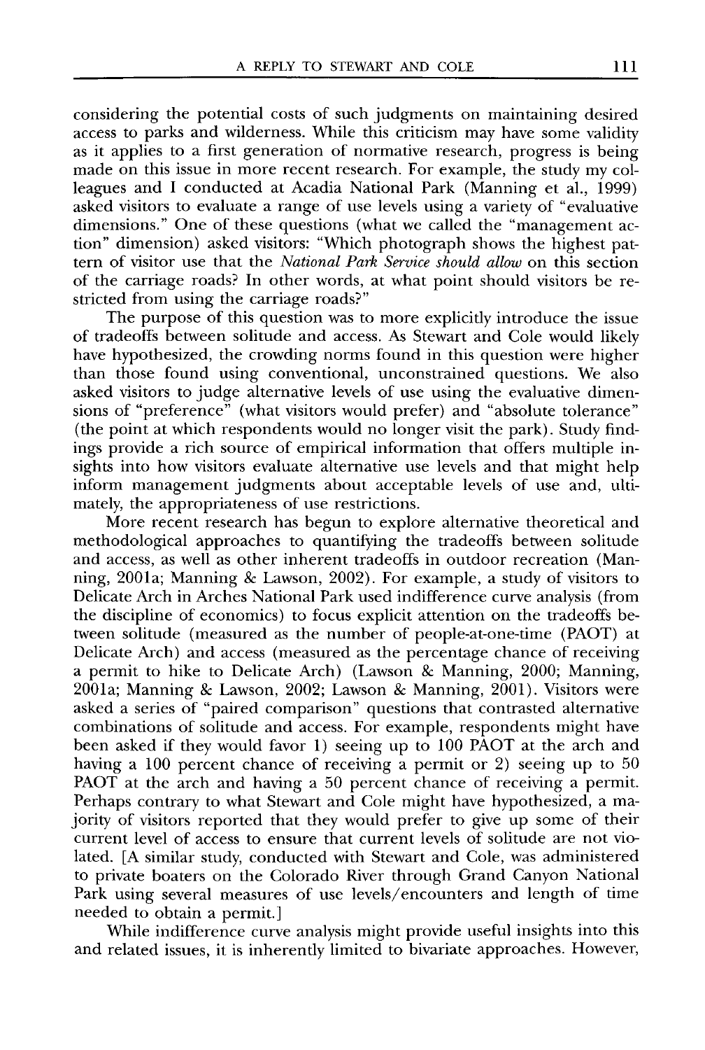considering the potential costs of such judgments on maintaining desired access to parks and wilderness. While this criticism may have some validity as it applies to a first generation of normative research, progress is being made on this issue in more recent research. For example, the study my colleagues and I conducted at Acadia National Park (Manning et al., 1999) asked visitors to evaluate a range of use levels using a variety of "evaluative dimensions." One of these questions (what we called the "management action" dimension) asked visitors: "Which photograph shows the highest pattern of visitor use that the *National Park Service should allow* on this section of the carriage roads? In other words, at what point should visitors be restricted from using the carriage roads?"

The purpose of this question was to more explicitly introduce the issue of tradeoffs between solitude and access. As Stewart and Cole would likely have hypothesized, the crowding norms found in this question were higher than those found using conventional, unconstrained questions. We also asked visitors to judge alternative levels of use using the evaluative dimensions of "preference" (what visitors would prefer) and "absolute tolerance" (the point at which respondents would no longer visit the park). Study findings provide a rich source of empirical information that offers multiple insights into how visitors evaluate alternative use levels and that might help inform management judgments about acceptable levels of use and, ultimately, the appropriateness of use restrictions.

More recent research has begun to explore alternative theoretical and methodological approaches to quantifying the tradeoffs between solitude and access, as well as other inherent tradeoffs in outdoor recreation (Manning, 2001a; Manning & Lawson, 2002). For example, a study of visitors to Delicate Arch in Arches National Park used indifference curve analysis (from the discipline of economics) to focus explicit attention on the tradeoffs between solitude (measured as the number of people-at-one-time (PAOT) at Delicate Arch) and access (measured as the percentage chance of receiving a permit to hike to Delicate Arch) (Lawson & Manning, 2000; Manning, 2001a; Manning & Lawson, 2002; Lawson & Manning, 2001). Visitors were asked a series of "paired comparison" questions that contrasted alternative combinations of solitude and access. For example, respondents might have been asked if they would favor 1) seeing up to 100 PAOT at the arch and having a 100 percent chance of receiving a permit or 2) seeing up to 50 PAOT at the arch and having a 50 percent chance of receiving a permit. Perhaps contrary to what Stewart and Cole might have hypothesized, a majority of visitors reported that they would prefer to give up some of their current level of access to ensure that current levels of solitude are not violated. [A similar study, conducted with Stewart and Cole, was administered to private boaters on the Colorado River through Grand Canyon National Park using several measures of use levels/encounters and length of time needed to obtain a permit.]

While indifference curve analysis might provide useful insights into this and related issues, it is inherently limited to bivariate approaches. However,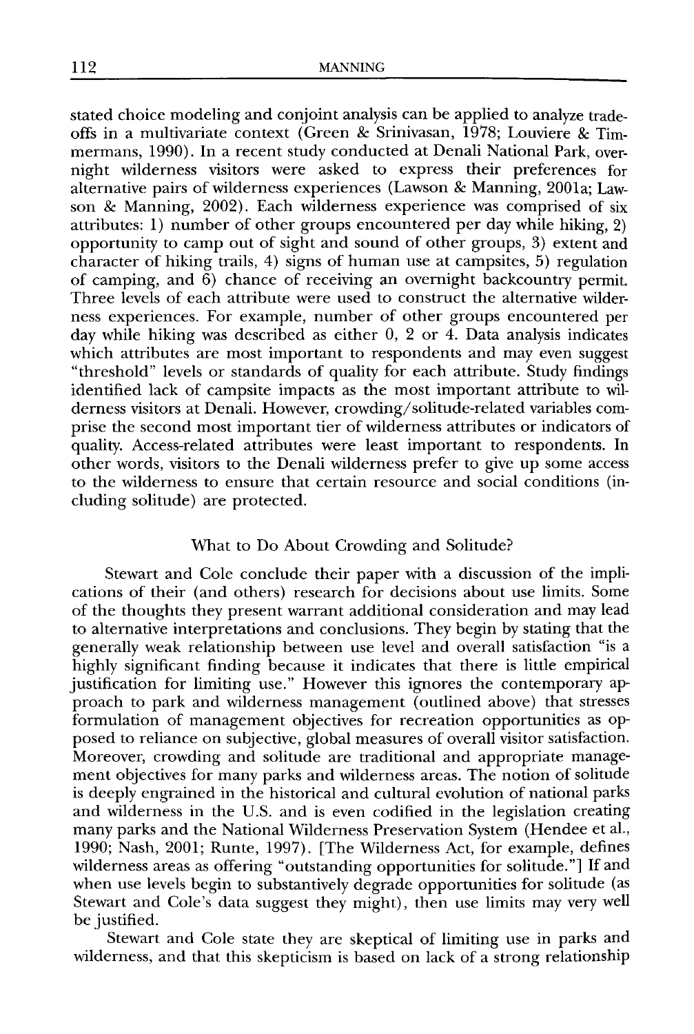stated choice modeling and conjoint analysis can be applied to analyze tradeoffs in a multivariate context (Green & Srinivasan, 1978; Louviere & Timmermans, 1990). In a recent study conducted at Denali National Park, overnight wilderness visitors were asked to express their preferences for alternative pairs of wilderness experiences (Lawson & Manning, 2001a; Lawson & Manning, 2002). Each wilderness experience was comprised of six attributes: 1) number of other groups encountered per day while hiking, 2) opportunity to camp out of sight and sound of other groups, 3) extent and character of hiking trails, 4) signs of human use at campsites, 5) regulation of camping, and 6) chance of receiving an overnight backcountry permit. Three levels of each attribute were used to construct the alternative wilderness experiences. For example, number of other groups encountered per day while hiking was described as either 0, 2 or 4. Data analysis indicates which attributes are most important to respondents and may even suggest "threshold" levels or standards of quality for each attribute. Study findings identified lack of campsite impacts as the most important attribute to wilderness visitors at Denali. However, crowding/solitude-related variables comprise the second most important tier of wilderness attributes or indicators of quality. Access-related attributes were least important to respondents. In other words, visitors to the Denali wilderness prefer to give up some access to the wilderness to ensure that certain resource and social conditions (including solitude) are protected.

## What to Do About Crowding and Solitude?

Stewart and Cole conclude their paper with a discussion of the implications of their (and others) research for decisions about use limits. Some of the thoughts they present warrant additional consideration and may lead to alternative interpretations and conclusions. They begin by stating that the generally weak relationship between use level and overall satisfaction "is a highly significant finding because it indicates that there is little empirical justification for limiting use." However this ignores the contemporary approach to park and wilderness management (outlined above) that stresses formulation of management objectives for recreation opportunities as opposed to reliance on subjective, global measures of overall visitor satisfaction. Moreover, crowding and solitude are traditional and appropriate management objectives for many parks and wilderness areas. The notion of solitude is deeply engrained in the historical and cultural evolution of national parks and wilderness in the U.S. and is even codified in the legislation creating many parks and the National Wilderness Preservation System (Hendee et al., 1990; Nash, 2001; Runte, 1997). [The Wilderness Act, for example, defines wilderness areas as offering "outstanding opportunities for solitude."] If and when use levels begin to substantively degrade opportunities for solitude (as Stewart and Cole's data suggest they might), then use limits may very well be justified.

Stewart and Cole state they are skeptical of limiting use in parks and wilderness, and that this skepticism is based on lack of a strong relationship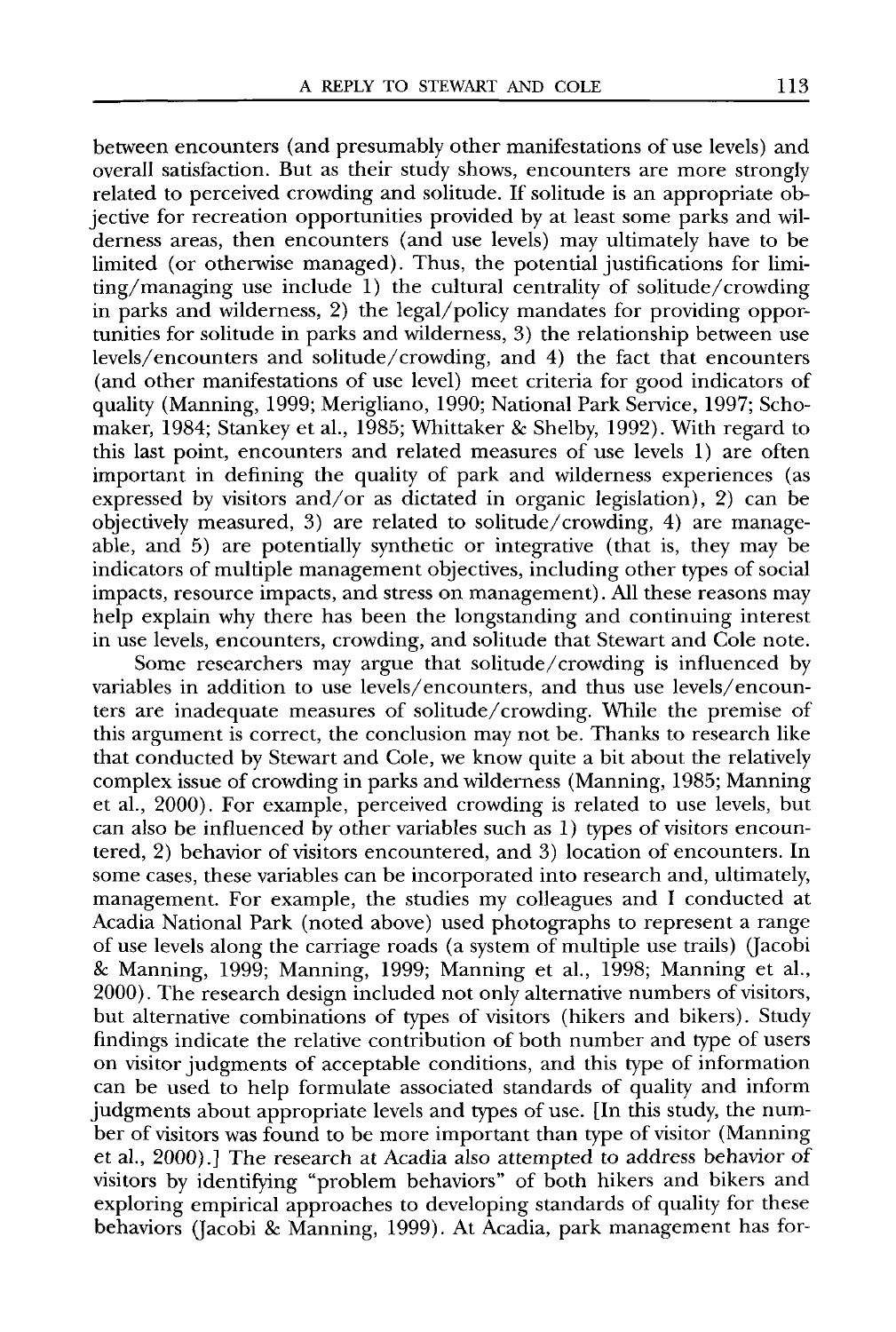between encounters (and presumably other manifestations of use levels) and overall satisfaction. But as their study shows, encounters are more strongly related to perceived crowding and solitude. If solitude is an appropriate objective for recreation opportunities provided by at least some parks and wilderness areas, then encounters (and use levels) may ultimately have to be limited (or otherwise managed). Thus, the potential justifications for limiting/managing use include 1) the cultural centrality of solitude/crowding in parks and wilderness, 2) the legal/policy mandates for providing opportunities for solitude in parks and wilderness, 3) the relationship between use levels/encounters and solitude/crowding, and 4) the fact that encounters (and other manifestations of use level) meet criteria for good indicators of quality (Manning, 1999; Merigliano, 1990; National Park Service, 1997; Schomaker, 1984; Stankey et al., 1985; Whittaker & Shelby, 1992). With regard to this last point, encounters and related measures of use levels 1) are often important in defining the quality of park and wilderness experiences (as expressed by visitors and/or as dictated in organic legislation), 2) can be objectively measured, 3) are related to solitude/crowding, 4) are manageable, and 5) are potentially synthetic or integrative (that is, they may be indicators of multiple management objectives, including other types of social impacts, resource impacts, and stress on management). All these reasons may help explain why there has been the longstanding and continuing interest in use levels, encounters, crowding, and solitude that Stewart and Cole note.

Some researchers may argue that solitude/crowding is influenced by variables in addition to use levels/encounters, and thus use levels/encounters are inadequate measures of solitude/crowding. While the premise of this argument is correct, the conclusion may not be. Thanks to research like that conducted by Stewart and Cole, we know quite a bit about the relatively complex issue of crowding in parks and wilderness (Manning, 1985; Manning et al., 2000). For example, perceived crowding is related to use levels, but can also be influenced by other variables such as 1) types of visitors encountered, 2) behavior of visitors encountered, and 3) location of encounters. In some cases, these variables can be incorporated into research and, ultimately, management. For example, the studies my colleagues and I conducted at Acadia National Park (noted above) used photographs to represent a range of use levels along the carriage roads (a system of multiple use trails) (Jacobi & Manning, 1999; Manning, 1999; Manning et al., 1998; Manning et al., 2000). The research design included not only alternative numbers of visitors, but alternative combinations of types of visitors (hikers and bikers). Study findings indicate the relative contribution of both number and type of users on visitor judgments of acceptable conditions, and this type of information can be used to help formulate associated standards of quality and inform judgments about appropriate levels and types of use. [In this study, the number of visitors was found to be more important than type of visitor (Manning et al., 2000).] The research at Acadia also attempted to address behavior of visitors by identifying "problem behaviors" of both hikers and bikers and exploring empirical approaches to developing standards of quality for these behaviors (Jacobi & Manning, 1999). At Acadia, park management has for-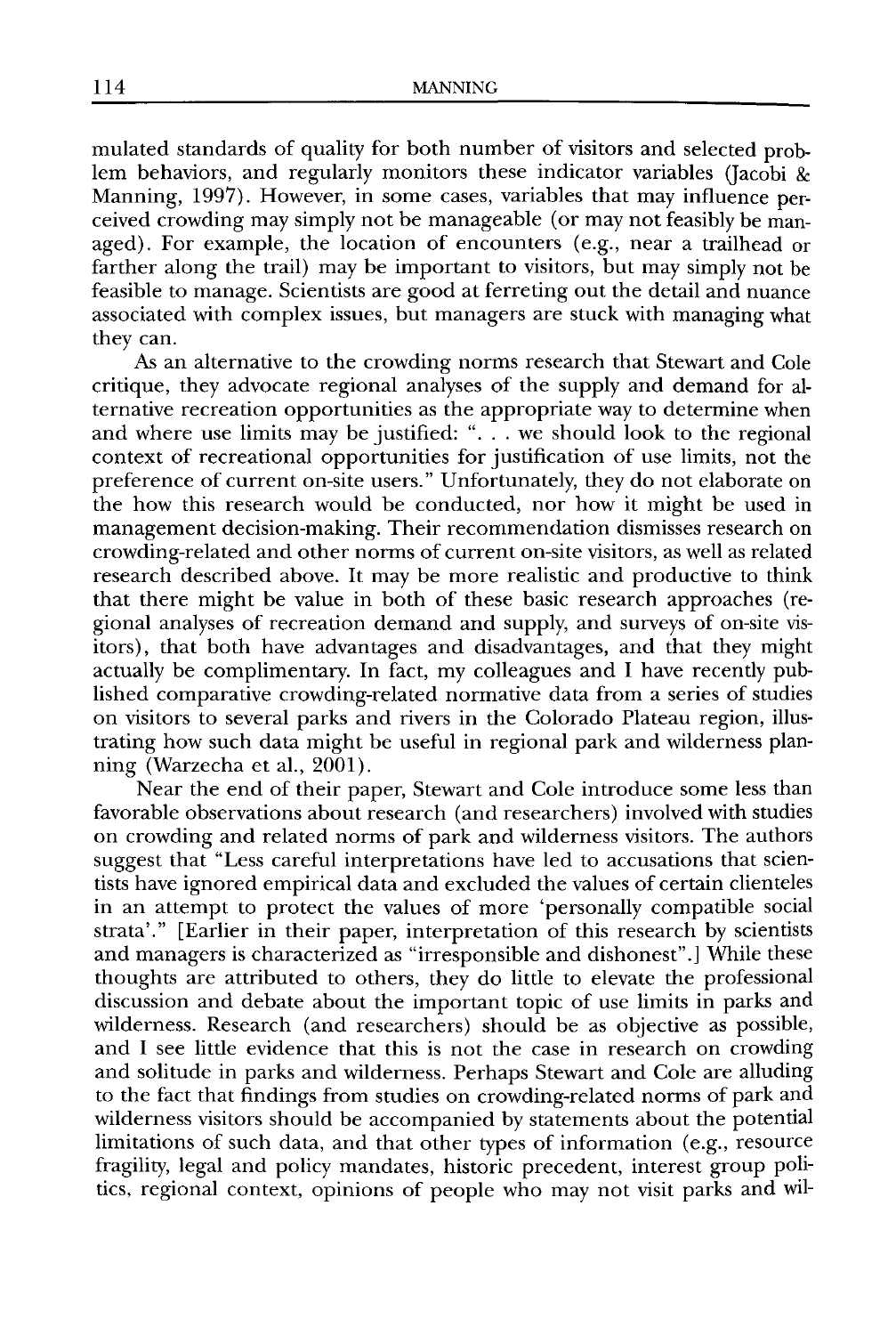mulated standards of quality for both number of visitors and selected problem behaviors, and regularly monitors these indicator variables (Jacobi & Manning, 1997). However, in some cases, variables that may influence perceived crowding may simply not be manageable (or may not feasibly be managed). For example, the location of encounters (e.g., near a trailhead or farther along the trail) may be important to visitors, but may simply not be feasible to manage. Scientists are good at ferreting out the detail and nuance associated with complex issues, but managers are stuck with managing what they can.

As an alternative to the crowding norms research that Stewart and Cole critique, they advocate regional analyses of the supply and demand for alternative recreation opportunities as the appropriate way to determine when and where use limits may be justified: ". . . we should look to the regional context of recreational opportunities for justification of use limits, not the preference of current on-site users." Unfortunately, they do not elaborate on the how this research would be conducted, nor how it might be used in management decision-making. Their recommendation dismisses research on crowding-related and other norms of current on-site visitors, as well as related research described above. It may be more realistic and productive to think that there might be value in both of these basic research approaches (regional analyses of recreation demand and supply, and surveys of on-site visitors), that both have advantages and disadvantages, and that they might actually be complimentary. In fact, my colleagues and I have recently published comparative crowding-related normative data from a series of studies on visitors to several parks and rivers in the Colorado Plateau region, illustrating how such data might be useful in regional park and wilderness planning (Warzecha et al., 2001).

Near the end of their paper, Stewart and Cole introduce some less than favorable observations about research (and researchers) involved with studies on crowding and related norms of park and wilderness visitors. The authors suggest that "Less careful interpretations have led to accusations that scientists have ignored empirical data and excluded the values of certain clienteles in an attempt to protect the values of more 'personally compatible social strata'." [Earlier in their paper, interpretation of this research by scientists and managers is characterized as "irresponsible and dishonest".] While these thoughts are attributed to others, they do little to elevate the professional discussion and debate about the important topic of use limits in parks and wilderness. Research (and researchers) should be as objective as possible, and I see little evidence that this is not the case in research on crowding and solitude in parks and wilderness. Perhaps Stewart and Cole are alluding to the fact that findings from studies on crowding-related norms of park and wilderness visitors should be accompanied by statements about the potential limitations of such data, and that other types of information (e.g., resource fragility, legal and policy mandates, historic precedent, interest group politics, regional context, opinions of people who may not visit parks and wil-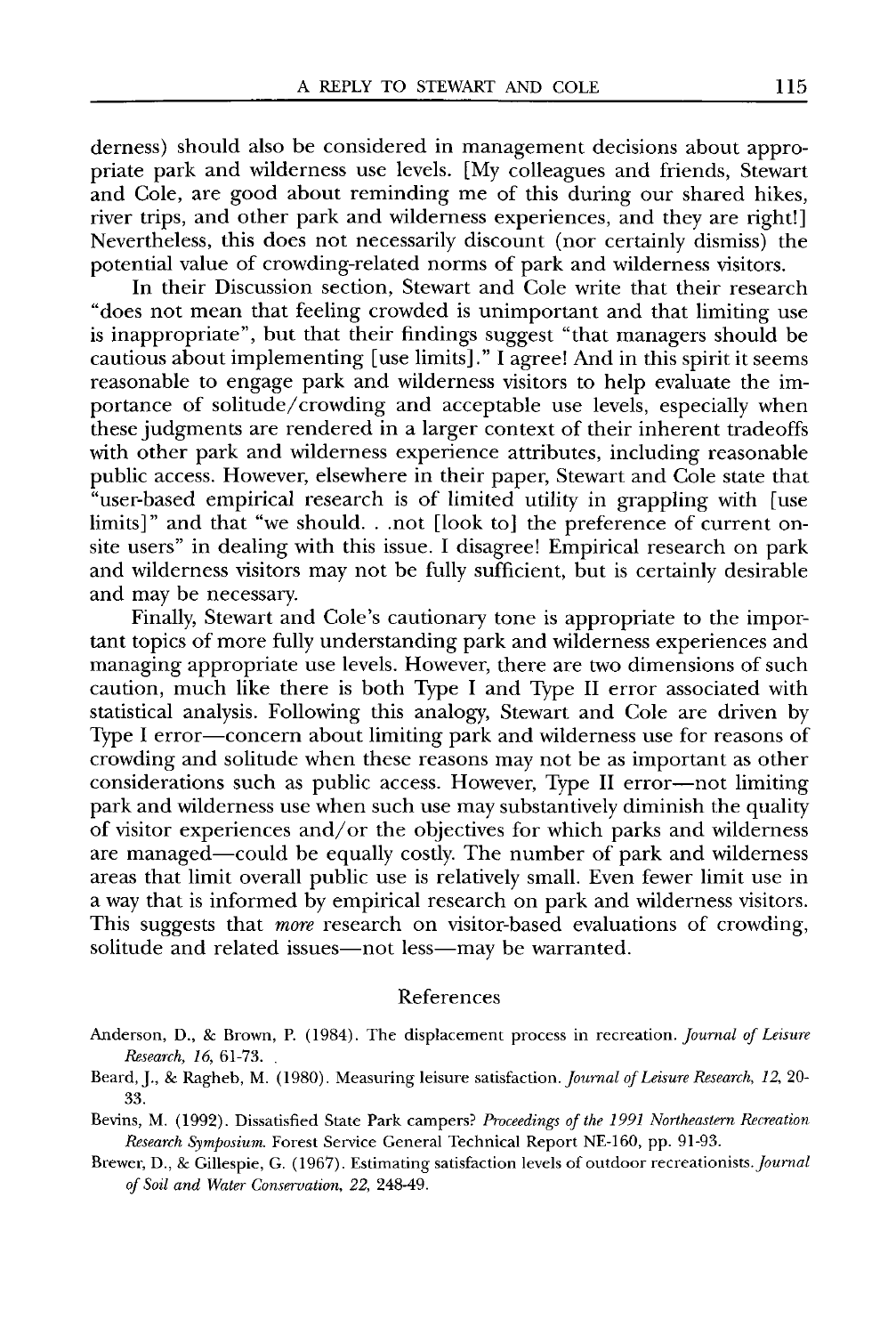derness) should also be considered in management decisions about appropriate park and wilderness use levels. [My colleagues and friends, Stewart and Cole, are good about reminding me of this during our shared hikes, river trips, and other park and wilderness experiences, and they are right!] Nevertheless, this does not necessarily discount (nor certainly dismiss) the potential value of crowding-related norms of park and wilderness visitors.

In their Discussion section, Stewart and Cole write that their research "does not mean that feeling crowded is unimportant and that limiting use is inappropriate", but that their findings suggest "that managers should be cautious about implementing [use limits]." I agree! And in this spirit it seems reasonable to engage park and wilderness visitors to help evaluate the importance of solitude/crowding and acceptable use levels, especially when these judgments are rendered in a larger context of their inherent tradeoffs with other park and wilderness experience attributes, including reasonable public access. However, elsewhere in their paper, Stewart and Cole state that "user-based empirical research is of limited utility in grappling with [use limits]" and that "we should. . .not [look to] the preference of current onsite users" in dealing with this issue. I disagree! Empirical research on park and wilderness visitors may not be fully sufficient, but is certainly desirable and may be necessary.

Finally, Stewart and Cole's cautionary tone is appropriate to the important topics of more fully understanding park and wilderness experiences and managing appropriate use levels. However, there are two dimensions of such caution, much like there is both Type I and Type II error associated with statistical analysis. Following this analogy, Stewart and Cole are driven by Type I error—concern about limiting park and wilderness use for reasons of crowding and solitude when these reasons may not be as important as other considerations such as public access. However, Type II error—not limiting park and wilderness use when such use may substantively diminish the quality of visitor experiences and/or the objectives for which parks and wilderness are managed—could be equally costly. The number of park and wilderness areas that limit overall public use is relatively small. Even fewer limit use in a way that is informed by empirical research on park and wilderness visitors. This suggests that *more* research on visitor-based evaluations of crowding, solitude and related issues—not less—may be warranted.

## References

Anderson, D., & Brown, P. (1984). The displacement process in recreation. *Journal of Leisure Research, 16*, 61-73.

Beard, J., & Ragheb, M. (1980). Measuring leisure satisfaction. *Journal of Leisure Research, 12*, 20-33.

Bevins, M. (1992). Dissatisfied State Park campers? *Proceedings of the 1991 Northeastern Recreation Research Symposium*. Forest Service General Technical Report NE-160, pp. 91-93.

Brewer, D., & Gillespie, G. (1967). Estimating satisfaction levels of outdoor recreationists. *Journal of Soil and Water Conservation, 22*, 248-49.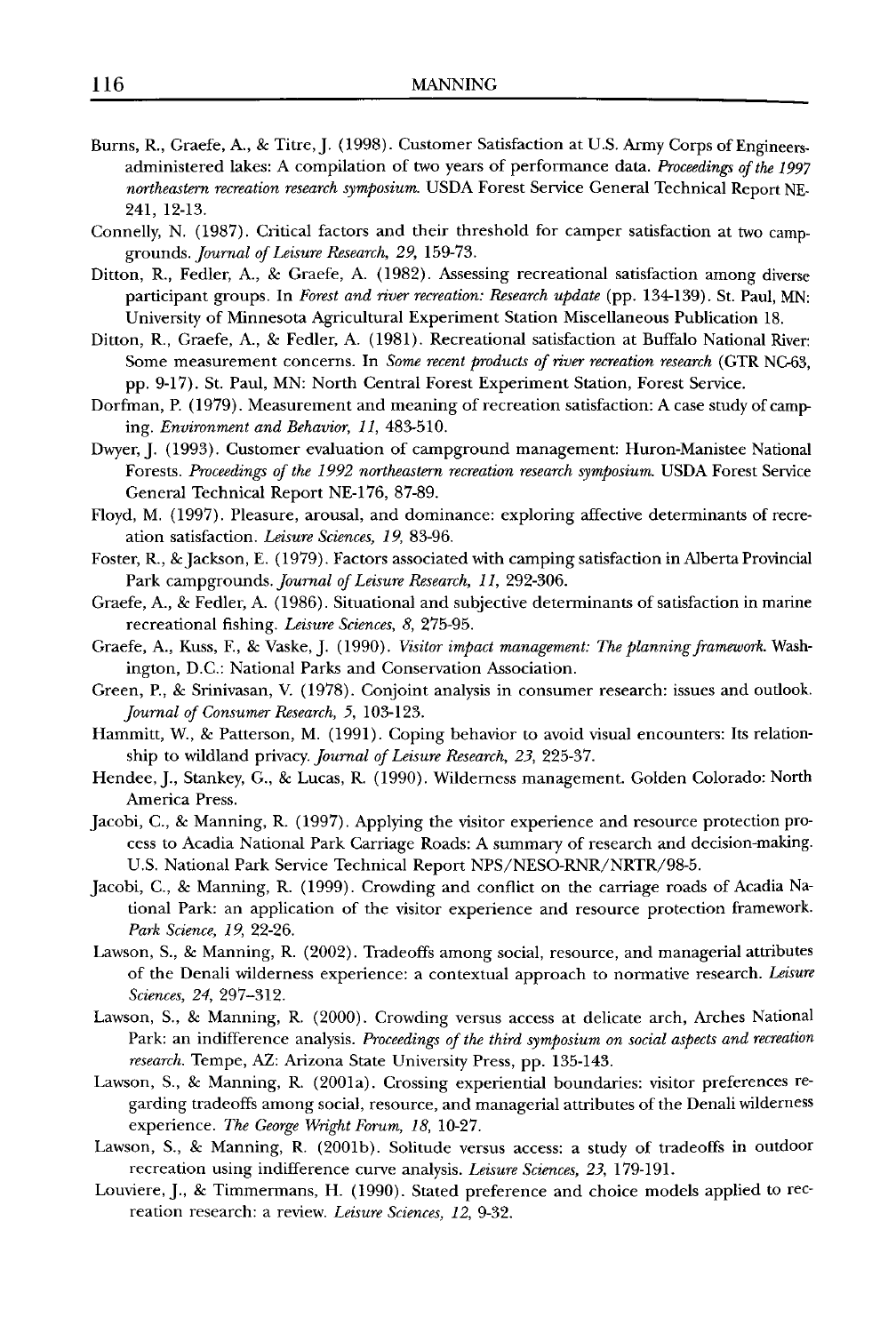Burns, R., Graefe, A., & Titre, J. (1998). Customer Satisfaction at U.S. Army Corps of Engineers-administered lakes: A compilation of two years of performance data. *Proceedings of the 1997 northeastern recreation research symposium.* USDA Forest Service General Technical Report NE-241, 12-13.

Connelly, N. (1987). Critical factors and their threshold for camper satisfaction at two campgrounds. *Journal of Leisure Research, 29,* 159-73.

Ditton, R., Fedler, A., & Graefe, A. (1982). Assessing recreational satisfaction among diverse participant groups. In *Forest and river recreation: Research update* (pp. 134-139). St. Paul, MN: University of Minnesota Agricultural Experiment Station Miscellaneous Publication 18.

Ditton, R., Graefe, A., & Fedler, A. (1981). Recreational satisfaction at Buffalo National River: Some measurement concerns. In *Some recent products of river recreation research* (GTR NC-63, pp. 9-17). St. Paul, MN: North Central Forest Experiment Station, Forest Service.

Dorfman, P. (1979). Measurement and meaning of recreation satisfaction: A case study of camping. *Environment and Behavior, 11,* 483-510.

Dwyer, J. (1993). Customer evaluation of campground management: Huron-Manistee National Forests. *Proceedings of the 1992 northeastern recreation research symposium.* USDA Forest Service General Technical Report NE-176, 87-89.

Floyd, M. (1997). Pleasure, arousal, and dominance: exploring affective determinants of recreation satisfaction. *Leisure Sciences, 19,* 83-96.

Foster, R., & Jackson, E. (1979). Factors associated with camping satisfaction in Alberta Provincial Park campgrounds. *Journal of Leisure Research, 11,* 292-306.

Graefe, A., & Fedler, A. (1986). Situational and subjective determinants of satisfaction in marine recreational fishing. *Leisure Sciences, 8,* 275-95.

Graefe, A., Kuss, F., & Vaske, J. (1990). *Visitor impact management: The planning framework.* Washington, D.C.: National Parks and Conservation Association.

Green, P., & Srinivasan, V. (1978). Conjoint analysis in consumer research: issues and outlook. *Journal of Consumer Research, 5,* 103-123.

Hammitt, W., & Patterson, M. (1991). Coping behavior to avoid visual encounters: Its relationship to wildland privacy. *Journal of Leisure Research, 23,* 225-37.

Hendee, J., Stankey, G., & Lucas, R. (1990). Wilderness management. Golden Colorado: North America Press.

Jacobi, C., & Manning, R. (1997). Applying the visitor experience and resource protection process to Acadia National Park Carriage Roads: A summary of research and decision-making. U.S. National Park Service Technical Report NPS/NESO-RNR/NRTR/98-5.

Jacobi, C., & Manning, R. (1999). Crowding and conflict on the carriage roads of Acadia National Park: an application of the visitor experience and resource protection framework. *Park Science, 19,* 22-26.

Lawson, S., & Manning, R. (2002). Tradeoffs among social, resource, and managerial attributes of the Denali wilderness experience: a contextual approach to normative research. *Leisure Sciences, 24,* 297–312.

Lawson, S., & Manning, R. (2000). Crowding versus access at delicate arch, Arches National Park: an indifference analysis. *Proceedings of the third symposium on social aspects and recreation research.* Tempe, AZ: Arizona State University Press, pp. 135-143.

Lawson, S., & Manning, R. (2001a). Crossing experiential boundaries: visitor preferences regarding tradeoffs among social, resource, and managerial attributes of the Denali wilderness experience. *The George Wright Forum, 18,* 10-27.

Lawson, S., & Manning, R. (2001b). Solitude versus access: a study of tradeoffs in outdoor recreation using indifference curve analysis. *Leisure Sciences, 23,* 179-191.

Louviere, J., & Timmermans, H. (1990). Stated preference and choice models applied to recreation research: a review. *Leisure Sciences, 12,* 9-32.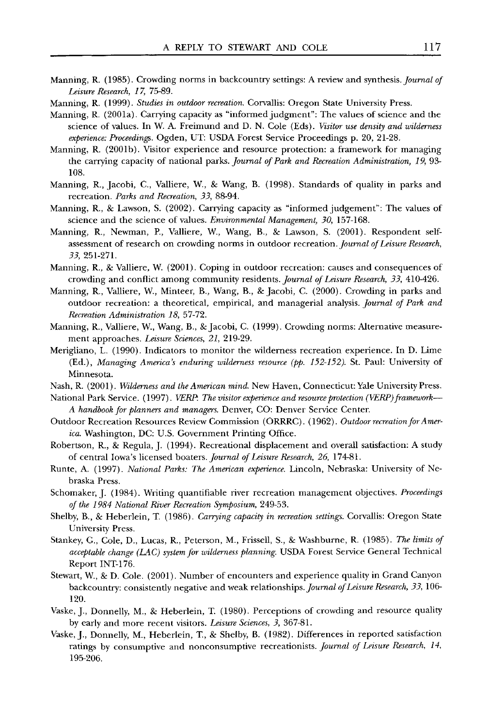Manning, R. (1985). Crowding norms in backcountry settings: A review and synthesis. *Journal of Leisure Research, 17,* 75-89.

Manning, R. (1999). *Studies in outdoor recreation.* Corvallis: Oregon State University Press.

Manning, R. (2001a). Carrying capacity as "informed judgment": The values of science and the science of values. In W. A. Freimund and D. N. Cole (Eds). *Visitor use density and wilderness experience: Proceedings.* Ogden, UT: USDA Forest Service Proceedings p. 20, 21-28.

Manning, R. (2001b). Visitor experience and resource protection: a framework for managing the carrying capacity of national parks. *Journal of Park and Recreation Administration, 19,* 93-108.

Manning, R., Jacobi, C., Valliere, W., & Wang, B. (1998). Standards of quality in parks and recreation. *Parks and Recreation, 33,* 88-94.

Manning, R., & Lawson, S. (2002). Carrying capacity as "informed judgement": The values of science and the science of values. *Environmental Management, 30,* 157-168.

Manning, R., Newman, P., Valliere, W., Wang, B., & Lawson, S. (2001). Respondent self-assessment of research on crowding norms in outdoor recreation. *Journal of Leisure Research, 33,* 251-271.

Manning, R., & Valliere, W. (2001). Coping in outdoor recreation: causes and consequences of crowding and conflict among community residents. *Journal of Leisure Research, 33,* 410-426.

Manning, R., Valliere, W., Minteer, B., Wang, B., & Jacobi, C. (2000). Crowding in parks and outdoor recreation: a theoretical, empirical, and managerial analysis. *Journal of Park and Recreation Administration 18,* 57-72.

Manning, R., Valliere, W., Wang, B., & Jacobi, C. (1999). Crowding norms: Alternative measurement approaches. *Leisure Sciences, 21,* 219-29.

Merigliano, L. (1990). Indicators to monitor the wilderness recreation experience. In D. Lime (Ed.), *Managing America's enduring wilderness resource (pp. 152-152).* St. Paul: University of Minnesota.

Nash, R. (2001). *Wilderness and the American mind.* New Haven, Connecticut: Yale University Press.

National Park Service. (1997). *VERP: The visitor experience and resource protection (VERP) framework—A handbook for planners and managers.* Denver, CO: Denver Service Center.

Outdoor Recreation Resources Review Commission (ORRRC). (1962). *Outdoor recreation for America.* Washington, DC: U.S. Government Printing Office.

Robertson, R., & Regula, J. (1994). Recreational displacement and overall satisfaction: A study of central Iowa's licensed boaters. *Journal of Leisure Research, 26,* 174-81.

Runte, A. (1997). *National Parks: The American experience.* Lincoln, Nebraska: University of Nebraska Press.

Schomaker, J. (1984). Writing quantifiable river recreation management objectives. *Proceedings of the 1984 National River Recreation Symposium,* 249-53.

Shelby, B., & Heberlein, T. (1986). *Carrying capacity in recreation settings.* Corvallis: Oregon State University Press.

Stankey, G., Cole, D., Lucas, R., Peterson, M., Frissell, S., & Washburne, R. (1985). *The limits of acceptable change (LAC) system for wilderness planning.* USDA Forest Service General Technical Report INT-176.

Stewart, W., & D. Cole. (2001). Number of encounters and experience quality in Grand Canyon backcountry: consistently negative and weak relationships. *Journal of Leisure Research, 33,* 106-120.

Vaske, J., Donnelly, M., & Heberlein, T. (1980). Perceptions of crowding and resource quality by early and more recent visitors. *Leisure Sciences, 3,* 367-81.

Vaske, J., Donnelly, M., Heberlein, T., & Shelby, B. (1982). Differences in reported satisfaction ratings by consumptive and nonconsumptive recreationists. *Journal of Leisure Research, 14,* 195-206.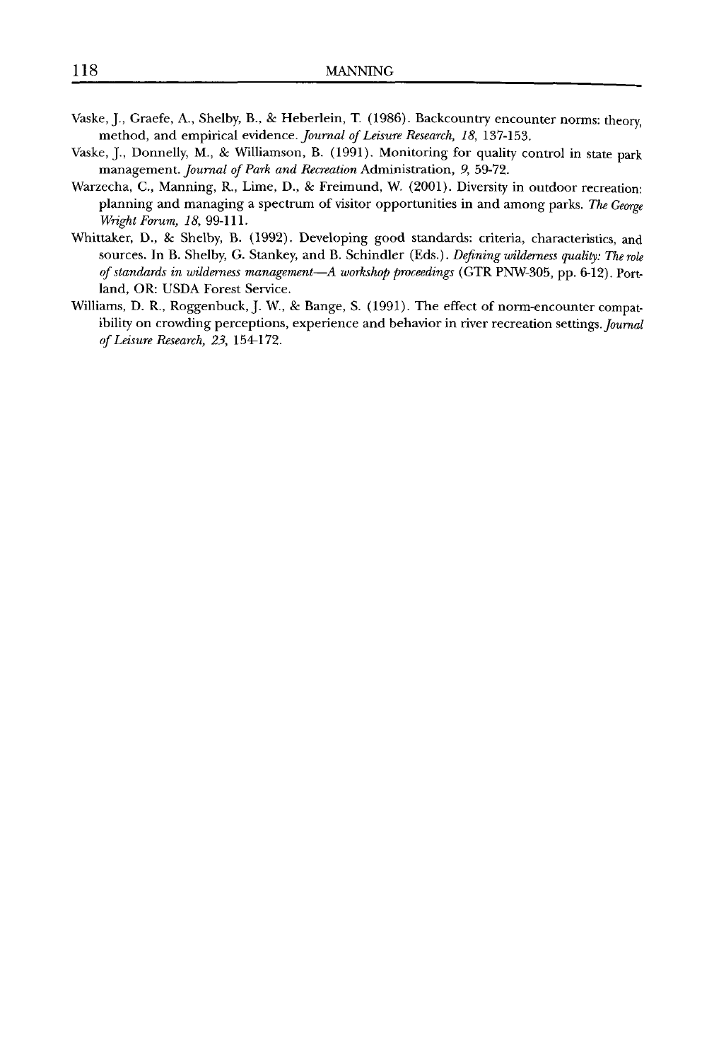Vaske, J., Graefe, A., Shelby, B., & Heberlein, T. (1986). Backcountry encounter norms: theory, method, and empirical evidence. *Journal of Leisure Research, 18,* 137-153.

Vaske, J., Donnelly, M., & Williamson, B. (1991). Monitoring for quality control in state park management. *Journal of Park and Recreation* Administration, *9,* 59-72.

Warzecha, C., Manning, R., Lime, D., & Freimund, W. (2001). Diversity in outdoor recreation: planning and managing a spectrum of visitor opportunities in and among parks. *The George Wright Forum, 18,* 99-111.

Whittaker, D., & Shelby, B. (1992). Developing good standards: criteria, characteristics, and sources. In B. Shelby, G. Stankey, and B. Schindler (Eds.). *Defining wilderness quality: The role of standards in wilderness management—A workshop proceedings* (GTR PNW-305, pp. 6-12). Portland, OR: USDA Forest Service.

Williams, D. R., Roggenbuck, J. W., & Bange, S. (1991). The effect of norm-encounter compatibility on crowding perceptions, experience and behavior in river recreation settings. *Journal of Leisure Research, 23,* 154-172.